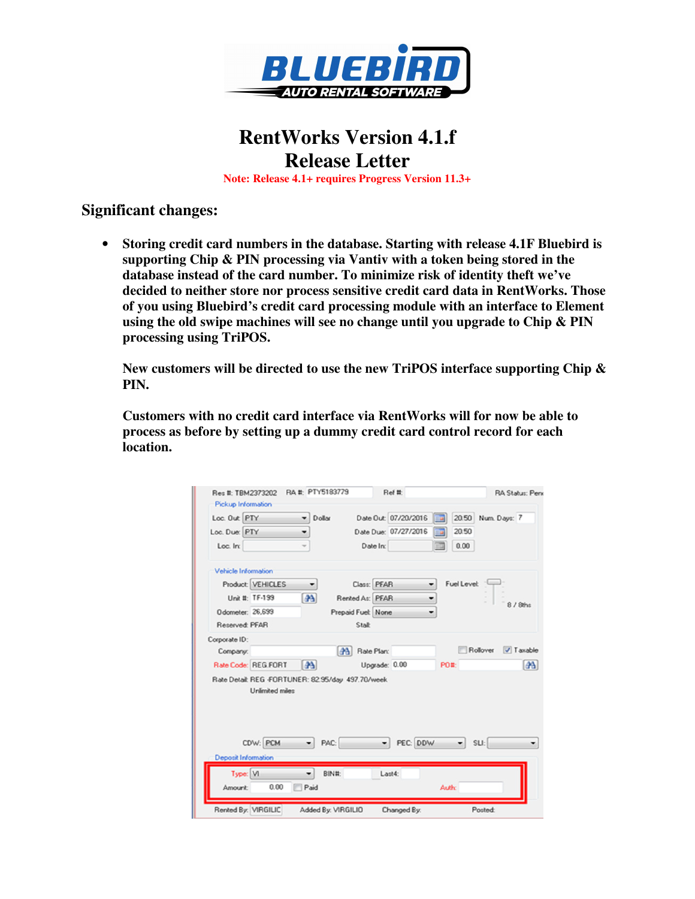# RentWorks Version 4.1.f
# Release Letter

**Note: Release 4.1+ requires Progress Version 11.3+**

## Significant changes:

- **Storing credit card numbers in the database. Starting with release 4.1F Bluebird is supporting Chip & PIN processing via Vantiv with a token being stored in the database instead of the card number. To minimize risk of identity theft we've decided to neither store nor process sensitive credit card data in RentWorks. Those of you using Bluebird's credit card processing module with an interface to Element using the old swipe machines will see no change until you upgrade to Chip & PIN processing using TriPOS.**

  **New customers will be directed to use the new TriPOS interface supporting Chip & PIN.**

  **Customers with no credit card interface via RentWorks will for now be able to process as before by setting up a dummy credit card control record for each location.**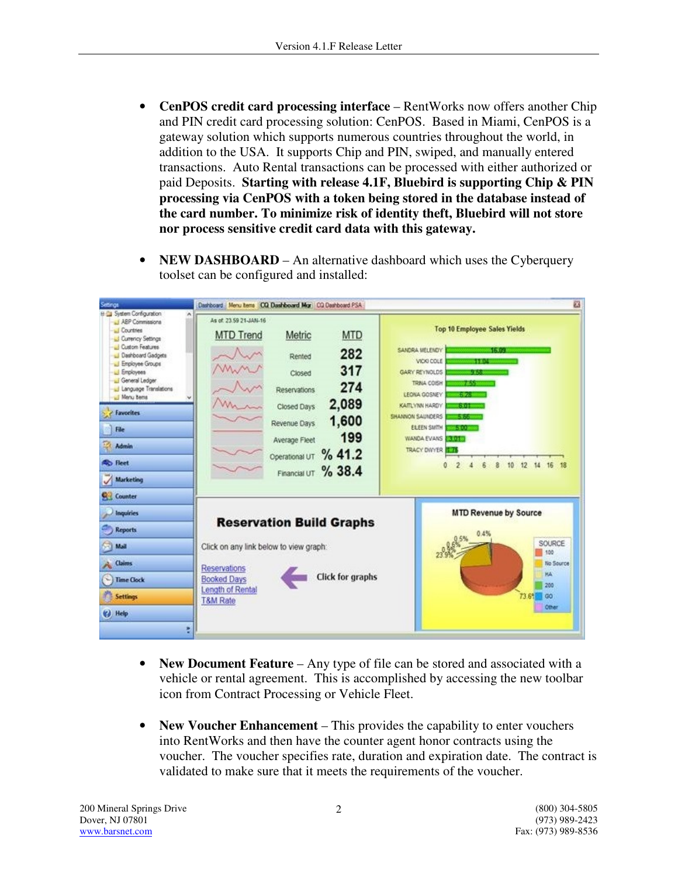- **CenPOS credit card processing interface** – RentWorks now offers another Chip and PIN credit card processing solution: CenPOS. Based in Miami, CenPOS is a gateway solution which supports numerous countries throughout the world, in addition to the USA. It supports Chip and PIN, swiped, and manually entered transactions. Auto Rental transactions can be processed with either authorized or paid Deposits. **Starting with release 4.1F, Bluebird is supporting Chip & PIN processing via CenPOS with a token being stored in the database instead of the card number. To minimize risk of identity theft, Bluebird will not store nor process sensitive credit card data with this gateway.**

- **NEW DASHBOARD** – An alternative dashboard which uses the Cyberquery toolset can be configured and installed:

- **New Document Feature** – Any type of file can be stored and associated with a vehicle or rental agreement. This is accomplished by accessing the new toolbar icon from Contract Processing or Vehicle Fleet.

- **New Voucher Enhancement** – This provides the capability to enter vouchers into RentWorks and then have the counter agent honor contracts using the voucher. The voucher specifies rate, duration and expiration date. The contract is validated to make sure that it meets the requirements of the voucher.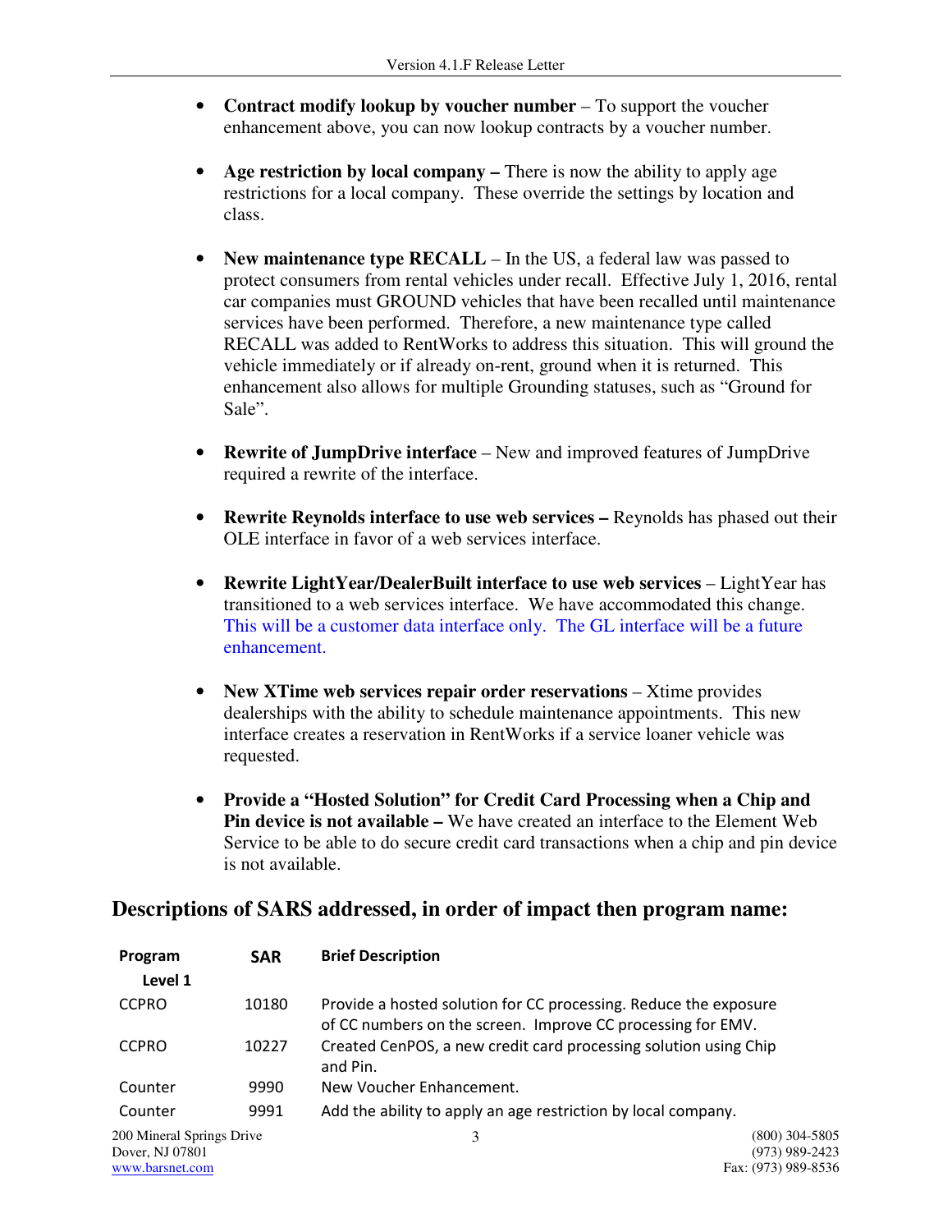- **Contract modify lookup by voucher number** – To support the voucher enhancement above, you can now lookup contracts by a voucher number.

- **Age restriction by local company –** There is now the ability to apply age restrictions for a local company. These override the settings by location and class.

- **New maintenance type RECALL** – In the US, a federal law was passed to protect consumers from rental vehicles under recall. Effective July 1, 2016, rental car companies must GROUND vehicles that have been recalled until maintenance services have been performed. Therefore, a new maintenance type called RECALL was added to RentWorks to address this situation. This will ground the vehicle immediately or if already on-rent, ground when it is returned. This enhancement also allows for multiple Grounding statuses, such as "Ground for Sale".

- **Rewrite of JumpDrive interface** – New and improved features of JumpDrive required a rewrite of the interface.

- **Rewrite Reynolds interface to use web services –** Reynolds has phased out their OLE interface in favor of a web services interface.

- **Rewrite LightYear/DealerBuilt interface to use web services** – LightYear has transitioned to a web services interface. We have accommodated this change. This will be a customer data interface only. The GL interface will be a future enhancement.

- **New XTime web services repair order reservations** – Xtime provides dealerships with the ability to schedule maintenance appointments. This new interface creates a reservation in RentWorks if a service loaner vehicle was requested.

- **Provide a "Hosted Solution" for Credit Card Processing when a Chip and Pin device is not available –** We have created an interface to the Element Web Service to be able to do secure credit card transactions when a chip and pin device is not available.

## Descriptions of SARS addressed, in order of impact then program name:

| Program | SAR | Brief Description |
|---|---|---|
| **Level 1** | | |
| CCPRO | 10180 | Provide a hosted solution for CC processing. Reduce the exposure of CC numbers on the screen. Improve CC processing for EMV. |
| CCPRO | 10227 | Created CenPOS, a new credit card processing solution using Chip and Pin. |
| Counter | 9990 | New Voucher Enhancement. |
| Counter | 9991 | Add the ability to apply an age restriction by local company. |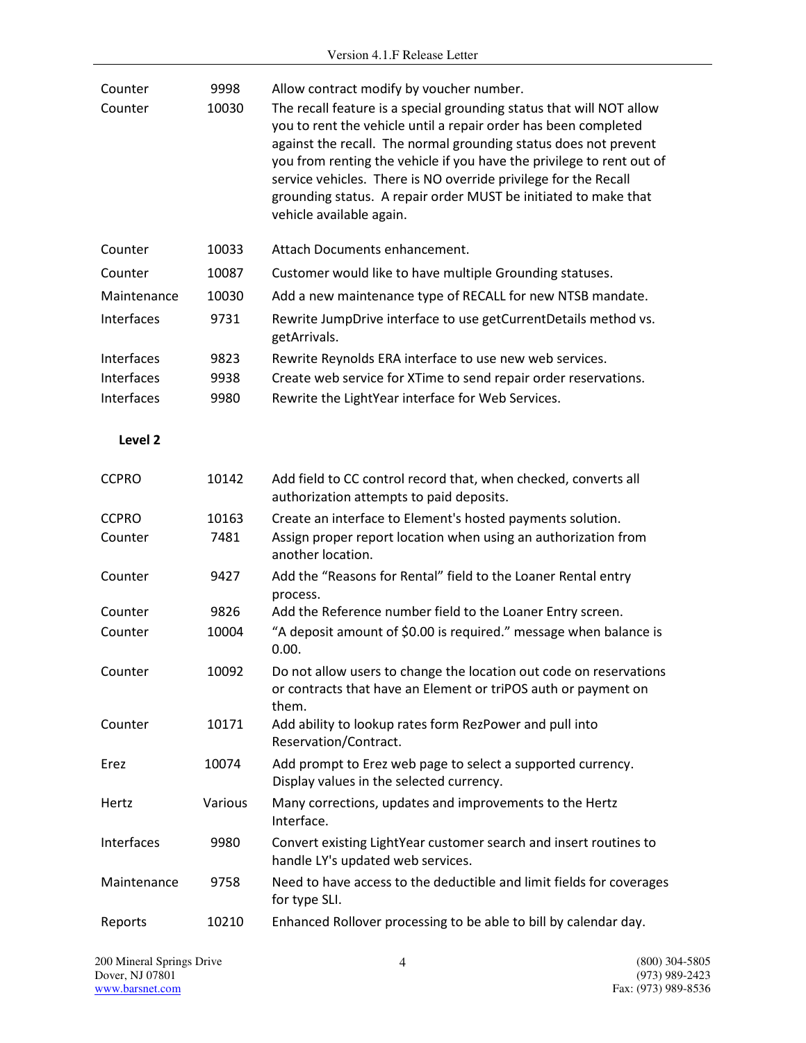| | | |
|---|---|---|
| Counter | 9998 | Allow contract modify by voucher number. |
| Counter | 10030 | The recall feature is a special grounding status that will NOT allow you to rent the vehicle until a repair order has been completed against the recall. The normal grounding status does not prevent you from renting the vehicle if you have the privilege to rent out of service vehicles. There is NO override privilege for the Recall grounding status. A repair order MUST be initiated to make that vehicle available again. |
| Counter | 10033 | Attach Documents enhancement. |
| Counter | 10087 | Customer would like to have multiple Grounding statuses. |
| Maintenance | 10030 | Add a new maintenance type of RECALL for new NTSB mandate. |
| Interfaces | 9731 | Rewrite JumpDrive interface to use getCurrentDetails method vs. getArrivals. |
| Interfaces | 9823 | Rewrite Reynolds ERA interface to use new web services. |
| Interfaces | 9938 | Create web service for XTime to send repair order reservations. |
| Interfaces | 9980 | Rewrite the LightYear interface for Web Services. |

**Level 2**

| | | |
|---|---|---|
| CCPRO | 10142 | Add field to CC control record that, when checked, converts all authorization attempts to paid deposits. |
| CCPRO | 10163 | Create an interface to Element's hosted payments solution. |
| Counter | 7481 | Assign proper report location when using an authorization from another location. |
| Counter | 9427 | Add the "Reasons for Rental" field to the Loaner Rental entry process. |
| Counter | 9826 | Add the Reference number field to the Loaner Entry screen. |
| Counter | 10004 | "A deposit amount of $0.00 is required." message when balance is 0.00. |
| Counter | 10092 | Do not allow users to change the location out code on reservations or contracts that have an Element or triPOS auth or payment on them. |
| Counter | 10171 | Add ability to lookup rates form RezPower and pull into Reservation/Contract. |
| Erez | 10074 | Add prompt to Erez web page to select a supported currency. Display values in the selected currency. |
| Hertz | Various | Many corrections, updates and improvements to the Hertz Interface. |
| Interfaces | 9980 | Convert existing LightYear customer search and insert routines to handle LY's updated web services. |
| Maintenance | 9758 | Need to have access to the deductible and limit fields for coverages for type SLI. |
| Reports | 10210 | Enhanced Rollover processing to be able to bill by calendar day. |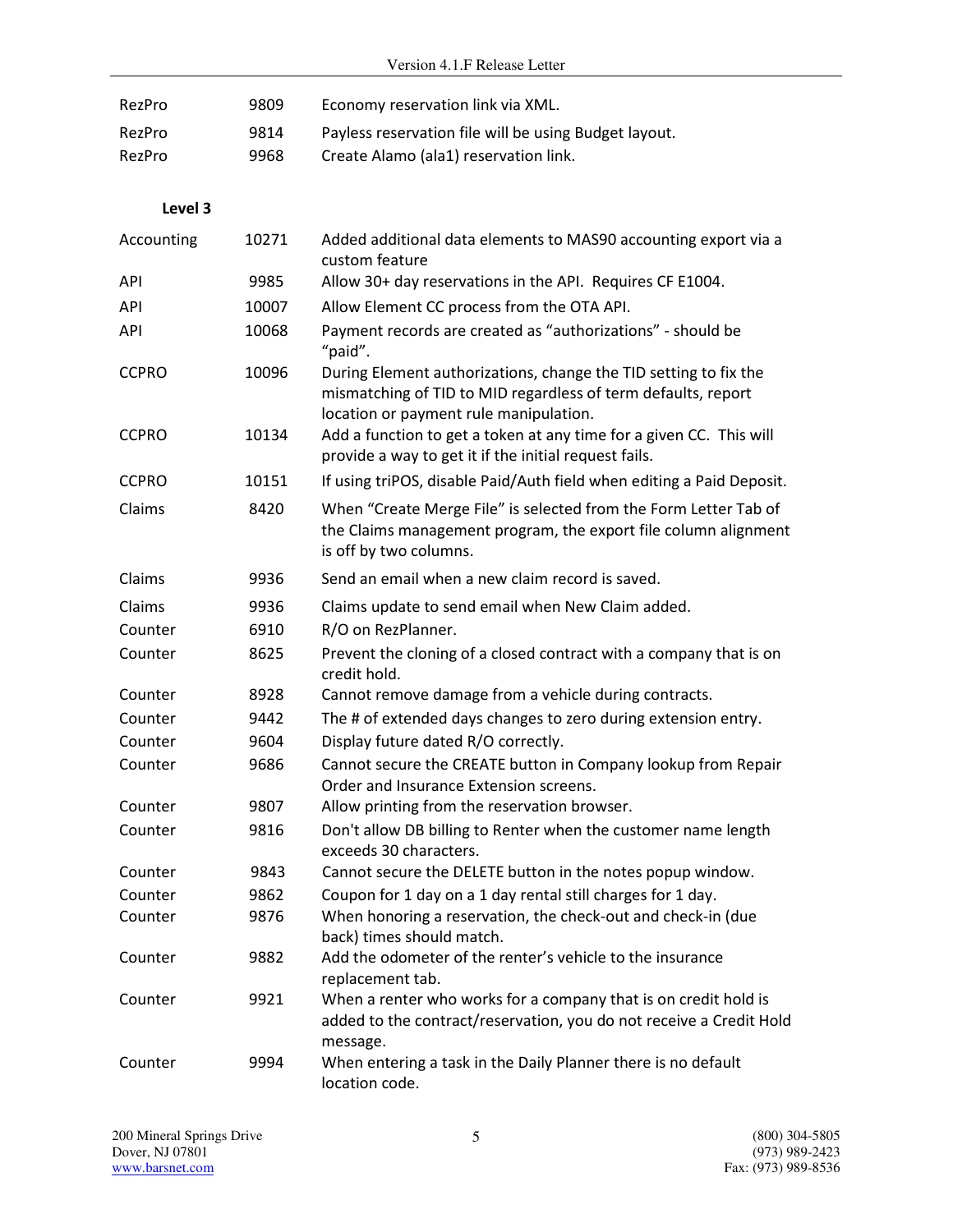| | | |
|---|---|---|
| RezPro | 9809 | Economy reservation link via XML. |
| RezPro | 9814 | Payless reservation file will be using Budget layout. |
| RezPro | 9968 | Create Alamo (ala1) reservation link. |

**Level 3**

| | | |
|---|---|---|
| Accounting | 10271 | Added additional data elements to MAS90 accounting export via a custom feature |
| API | 9985 | Allow 30+ day reservations in the API. Requires CF E1004. |
| API | 10007 | Allow Element CC process from the OTA API. |
| API | 10068 | Payment records are created as "authorizations" - should be "paid". |
| CCPRO | 10096 | During Element authorizations, change the TID setting to fix the mismatching of TID to MID regardless of term defaults, report location or payment rule manipulation. |
| CCPRO | 10134 | Add a function to get a token at any time for a given CC. This will provide a way to get it if the initial request fails. |
| CCPRO | 10151 | If using triPOS, disable Paid/Auth field when editing a Paid Deposit. |
| Claims | 8420 | When "Create Merge File" is selected from the Form Letter Tab of the Claims management program, the export file column alignment is off by two columns. |
| Claims | 9936 | Send an email when a new claim record is saved. |
| Claims | 9936 | Claims update to send email when New Claim added. |
| Counter | 6910 | R/O on RezPlanner. |
| Counter | 8625 | Prevent the cloning of a closed contract with a company that is on credit hold. |
| Counter | 8928 | Cannot remove damage from a vehicle during contracts. |
| Counter | 9442 | The # of extended days changes to zero during extension entry. |
| Counter | 9604 | Display future dated R/O correctly. |
| Counter | 9686 | Cannot secure the CREATE button in Company lookup from Repair Order and Insurance Extension screens. |
| Counter | 9807 | Allow printing from the reservation browser. |
| Counter | 9816 | Don't allow DB billing to Renter when the customer name length exceeds 30 characters. |
| Counter | 9843 | Cannot secure the DELETE button in the notes popup window. |
| Counter | 9862 | Coupon for 1 day on a 1 day rental still charges for 1 day. |
| Counter | 9876 | When honoring a reservation, the check-out and check-in (due back) times should match. |
| Counter | 9882 | Add the odometer of the renter's vehicle to the insurance replacement tab. |
| Counter | 9921 | When a renter who works for a company that is on credit hold is added to the contract/reservation, you do not receive a Credit Hold message. |
| Counter | 9994 | When entering a task in the Daily Planner there is no default location code. |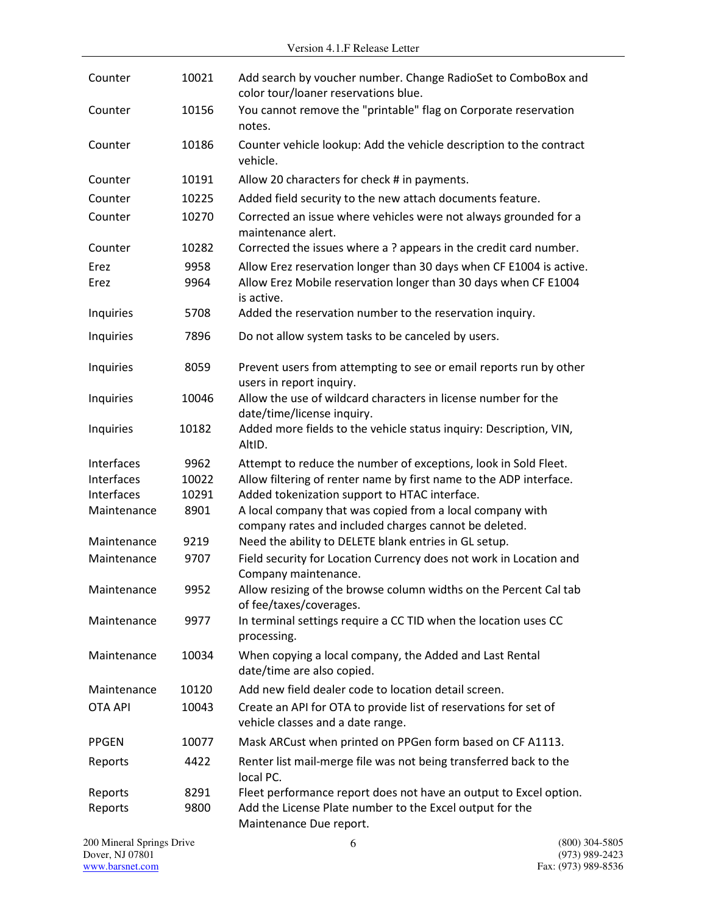| | | |
|---|---|---|
| Counter | 10021 | Add search by voucher number. Change RadioSet to ComboBox and color tour/loaner reservations blue. |
| Counter | 10156 | You cannot remove the "printable" flag on Corporate reservation notes. |
| Counter | 10186 | Counter vehicle lookup: Add the vehicle description to the contract vehicle. |
| Counter | 10191 | Allow 20 characters for check # in payments. |
| Counter | 10225 | Added field security to the new attach documents feature. |
| Counter | 10270 | Corrected an issue where vehicles were not always grounded for a maintenance alert. |
| Counter | 10282 | Corrected the issues where a ? appears in the credit card number. |
| Erez | 9958 | Allow Erez reservation longer than 30 days when CF E1004 is active. |
| Erez | 9964 | Allow Erez Mobile reservation longer than 30 days when CF E1004 is active. |
| Inquiries | 5708 | Added the reservation number to the reservation inquiry. |
| Inquiries | 7896 | Do not allow system tasks to be canceled by users. |
| Inquiries | 8059 | Prevent users from attempting to see or email reports run by other users in report inquiry. |
| Inquiries | 10046 | Allow the use of wildcard characters in license number for the date/time/license inquiry. |
| Inquiries | 10182 | Added more fields to the vehicle status inquiry: Description, VIN, AltID. |
| Interfaces | 9962 | Attempt to reduce the number of exceptions, look in Sold Fleet. |
| Interfaces | 10022 | Allow filtering of renter name by first name to the ADP interface. |
| Interfaces | 10291 | Added tokenization support to HTAC interface. |
| Maintenance | 8901 | A local company that was copied from a local company with company rates and included charges cannot be deleted. |
| Maintenance | 9219 | Need the ability to DELETE blank entries in GL setup. |
| Maintenance | 9707 | Field security for Location Currency does not work in Location and Company maintenance. |
| Maintenance | 9952 | Allow resizing of the browse column widths on the Percent Cal tab of fee/taxes/coverages. |
| Maintenance | 9977 | In terminal settings require a CC TID when the location uses CC processing. |
| Maintenance | 10034 | When copying a local company, the Added and Last Rental date/time are also copied. |
| Maintenance | 10120 | Add new field dealer code to location detail screen. |
| OTA API | 10043 | Create an API for OTA to provide list of reservations for set of vehicle classes and a date range. |
| PPGEN | 10077 | Mask ARCust when printed on PPGen form based on CF A1113. |
| Reports | 4422 | Renter list mail-merge file was not being transferred back to the local PC. |
| Reports | 8291 | Fleet performance report does not have an output to Excel option. |
| Reports | 9800 | Add the License Plate number to the Excel output for the Maintenance Due report. |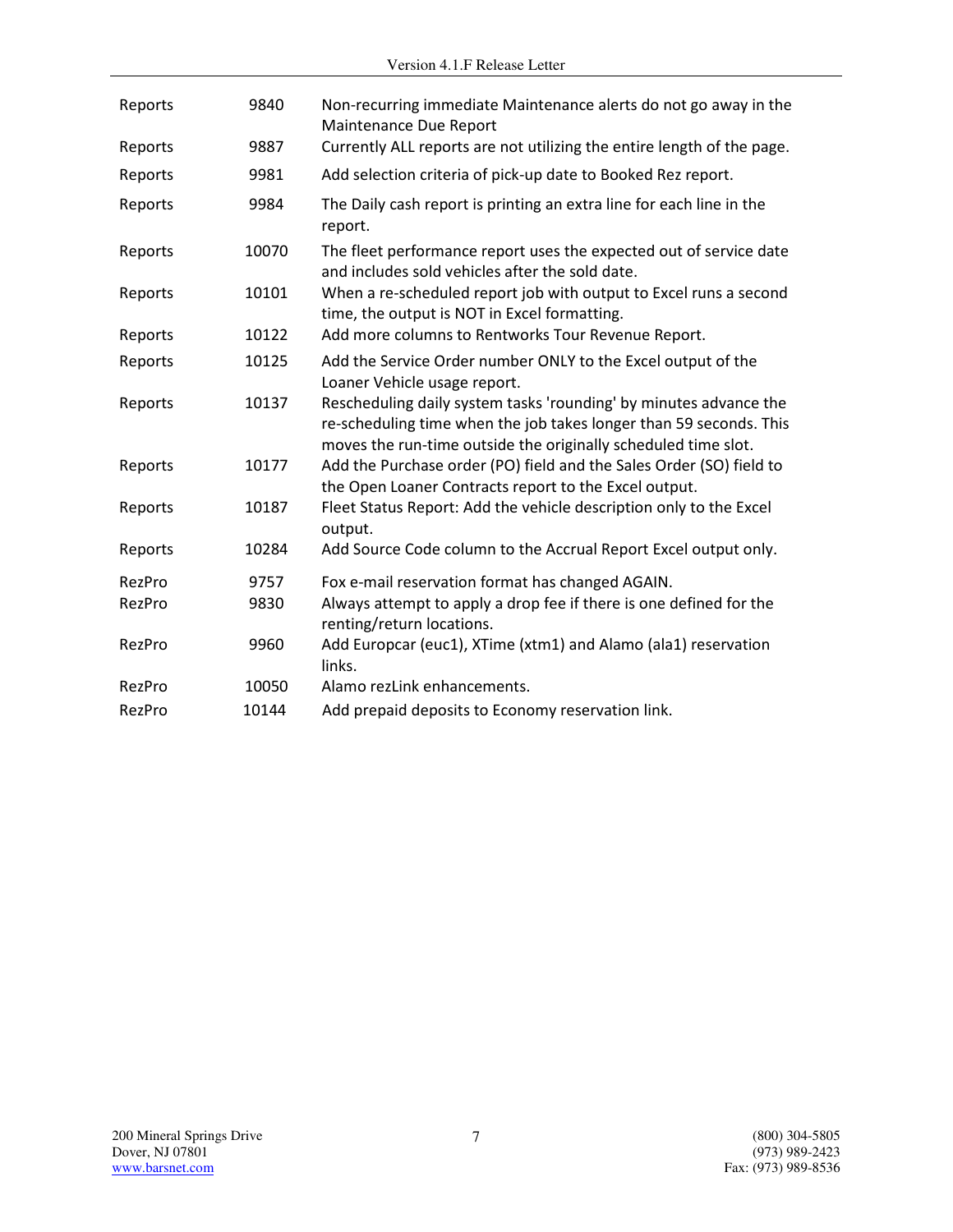| | | |
|---|---|---|
| Reports | 9840 | Non-recurring immediate Maintenance alerts do not go away in the Maintenance Due Report |
| Reports | 9887 | Currently ALL reports are not utilizing the entire length of the page. |
| Reports | 9981 | Add selection criteria of pick-up date to Booked Rez report. |
| Reports | 9984 | The Daily cash report is printing an extra line for each line in the report. |
| Reports | 10070 | The fleet performance report uses the expected out of service date and includes sold vehicles after the sold date. |
| Reports | 10101 | When a re-scheduled report job with output to Excel runs a second time, the output is NOT in Excel formatting. |
| Reports | 10122 | Add more columns to Rentworks Tour Revenue Report. |
| Reports | 10125 | Add the Service Order number ONLY to the Excel output of the Loaner Vehicle usage report. |
| Reports | 10137 | Rescheduling daily system tasks 'rounding' by minutes advance the re-scheduling time when the job takes longer than 59 seconds. This moves the run-time outside the originally scheduled time slot. |
| Reports | 10177 | Add the Purchase order (PO) field and the Sales Order (SO) field to the Open Loaner Contracts report to the Excel output. |
| Reports | 10187 | Fleet Status Report: Add the vehicle description only to the Excel output. |
| Reports | 10284 | Add Source Code column to the Accrual Report Excel output only. |
| RezPro | 9757 | Fox e-mail reservation format has changed AGAIN. |
| RezPro | 9830 | Always attempt to apply a drop fee if there is one defined for the renting/return locations. |
| RezPro | 9960 | Add Europcar (euc1), XTime (xtm1) and Alamo (ala1) reservation links. |
| RezPro | 10050 | Alamo rezLink enhancements. |
| RezPro | 10144 | Add prepaid deposits to Economy reservation link. |